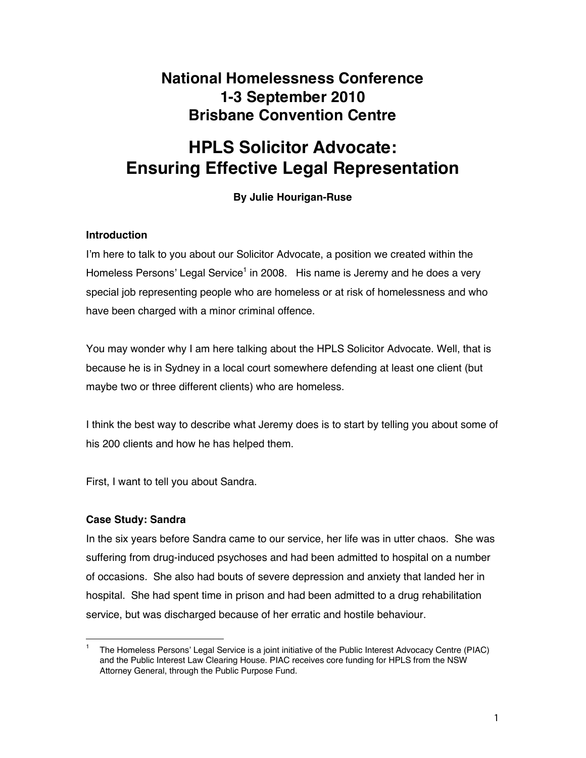# National Homelessness Conference
# 1-3 September 2010
# Brisbane Convention Centre

# HPLS Solicitor Advocate: Ensuring Effective Legal Representation

**By Julie Hourigan-Ruse**

## Introduction

I'm here to talk to you about our Solicitor Advocate, a position we created within the Homeless Persons' Legal Service[1] in 2008. His name is Jeremy and he does a very special job representing people who are homeless or at risk of homelessness and who have been charged with a minor criminal offence.

You may wonder why I am here talking about the HPLS Solicitor Advocate. Well, that is because he is in Sydney in a local court somewhere defending at least one client (but maybe two or three different clients) who are homeless.

I think the best way to describe what Jeremy does is to start by telling you about some of his 200 clients and how he has helped them.

First, I want to tell you about Sandra.

## Case Study: Sandra

In the six years before Sandra came to our service, her life was in utter chaos. She was suffering from drug-induced psychoses and had been admitted to hospital on a number of occasions. She also had bouts of severe depression and anxiety that landed her in hospital. She had spent time in prison and had been admitted to a drug rehabilitation service, but was discharged because of her erratic and hostile behaviour.

---

[1] The Homeless Persons' Legal Service is a joint initiative of the Public Interest Advocacy Centre (PIAC) and the Public Interest Law Clearing House. PIAC receives core funding for HPLS from the NSW Attorney General, through the Public Purpose Fund.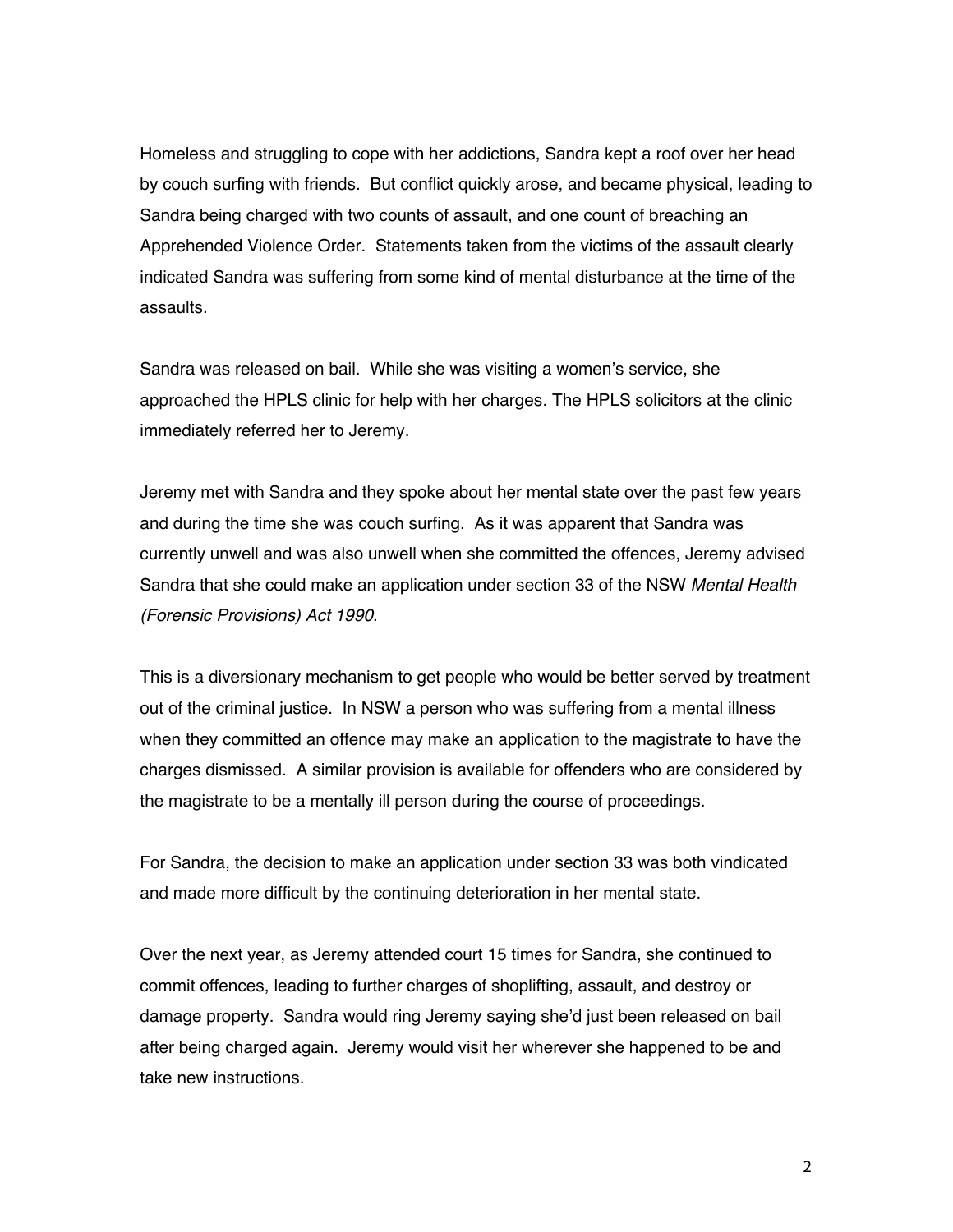Homeless and struggling to cope with her addictions, Sandra kept a roof over her head by couch surfing with friends. But conflict quickly arose, and became physical, leading to Sandra being charged with two counts of assault, and one count of breaching an Apprehended Violence Order. Statements taken from the victims of the assault clearly indicated Sandra was suffering from some kind of mental disturbance at the time of the assaults.

Sandra was released on bail. While she was visiting a women's service, she approached the HPLS clinic for help with her charges. The HPLS solicitors at the clinic immediately referred her to Jeremy.

Jeremy met with Sandra and they spoke about her mental state over the past few years and during the time she was couch surfing. As it was apparent that Sandra was currently unwell and was also unwell when she committed the offences, Jeremy advised Sandra that she could make an application under section 33 of the NSW *Mental Health (Forensic Provisions) Act 1990*.

This is a diversionary mechanism to get people who would be better served by treatment out of the criminal justice. In NSW a person who was suffering from a mental illness when they committed an offence may make an application to the magistrate to have the charges dismissed. A similar provision is available for offenders who are considered by the magistrate to be a mentally ill person during the course of proceedings.

For Sandra, the decision to make an application under section 33 was both vindicated and made more difficult by the continuing deterioration in her mental state.

Over the next year, as Jeremy attended court 15 times for Sandra, she continued to commit offences, leading to further charges of shoplifting, assault, and destroy or damage property. Sandra would ring Jeremy saying she'd just been released on bail after being charged again. Jeremy would visit her wherever she happened to be and take new instructions.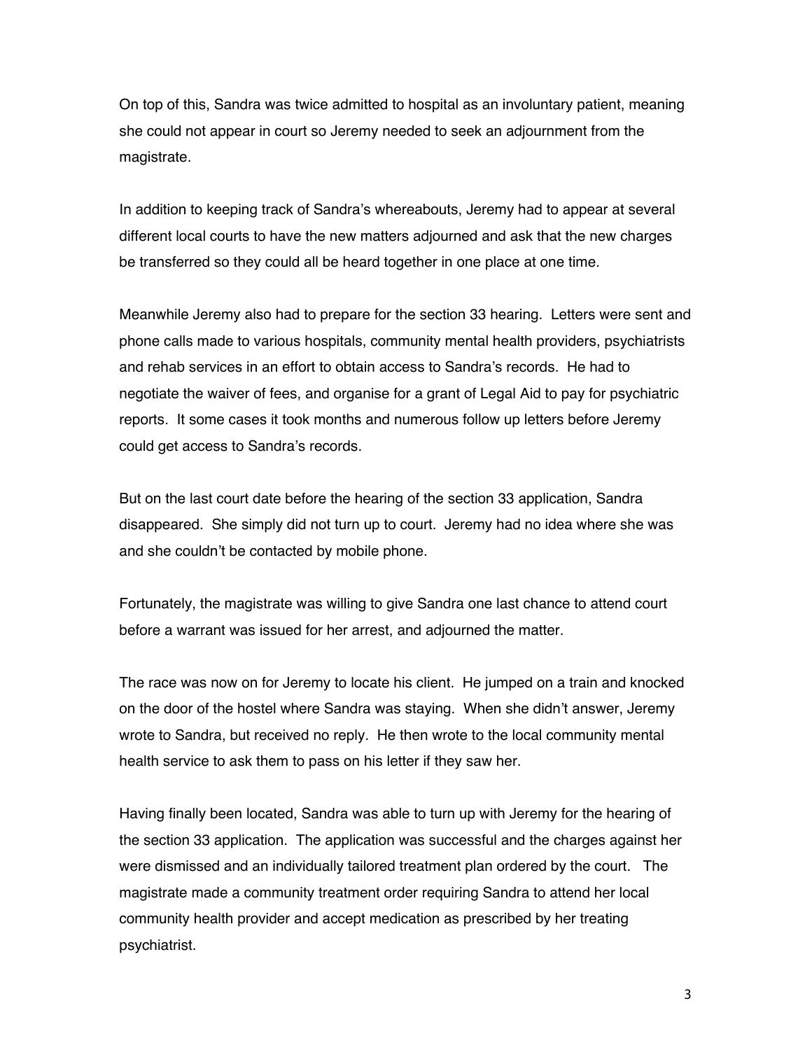On top of this, Sandra was twice admitted to hospital as an involuntary patient, meaning she could not appear in court so Jeremy needed to seek an adjournment from the magistrate.

In addition to keeping track of Sandra's whereabouts, Jeremy had to appear at several different local courts to have the new matters adjourned and ask that the new charges be transferred so they could all be heard together in one place at one time.

Meanwhile Jeremy also had to prepare for the section 33 hearing. Letters were sent and phone calls made to various hospitals, community mental health providers, psychiatrists and rehab services in an effort to obtain access to Sandra's records. He had to negotiate the waiver of fees, and organise for a grant of Legal Aid to pay for psychiatric reports. It some cases it took months and numerous follow up letters before Jeremy could get access to Sandra's records.

But on the last court date before the hearing of the section 33 application, Sandra disappeared. She simply did not turn up to court. Jeremy had no idea where she was and she couldn't be contacted by mobile phone.

Fortunately, the magistrate was willing to give Sandra one last chance to attend court before a warrant was issued for her arrest, and adjourned the matter.

The race was now on for Jeremy to locate his client. He jumped on a train and knocked on the door of the hostel where Sandra was staying. When she didn't answer, Jeremy wrote to Sandra, but received no reply. He then wrote to the local community mental health service to ask them to pass on his letter if they saw her.

Having finally been located, Sandra was able to turn up with Jeremy for the hearing of the section 33 application. The application was successful and the charges against her were dismissed and an individually tailored treatment plan ordered by the court. The magistrate made a community treatment order requiring Sandra to attend her local community health provider and accept medication as prescribed by her treating psychiatrist.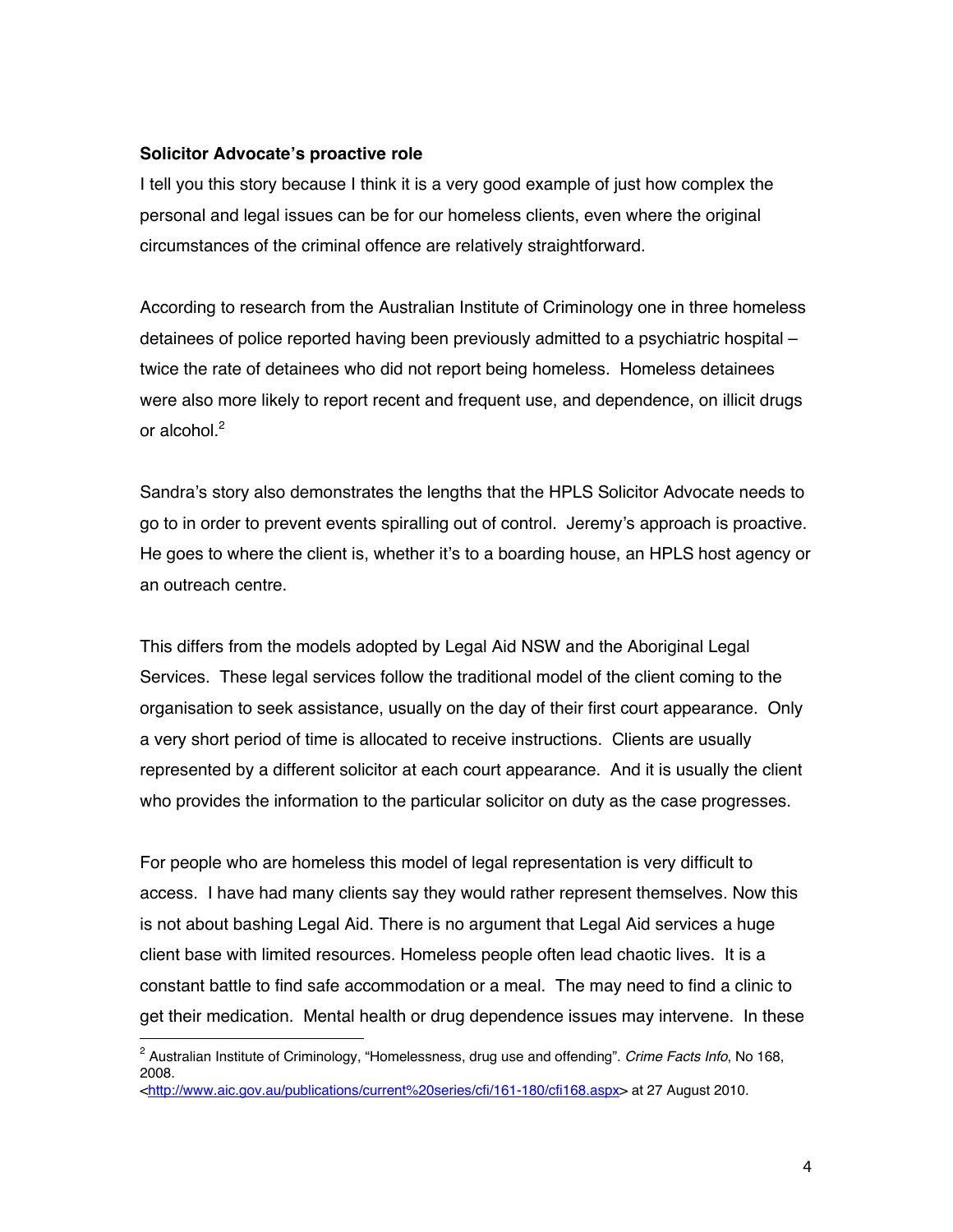**Solicitor Advocate's proactive role**

I tell you this story because I think it is a very good example of just how complex the personal and legal issues can be for our homeless clients, even where the original circumstances of the criminal offence are relatively straightforward.

According to research from the Australian Institute of Criminology one in three homeless detainees of police reported having been previously admitted to a psychiatric hospital – twice the rate of detainees who did not report being homeless. Homeless detainees were also more likely to report recent and frequent use, and dependence, on illicit drugs or alcohol.[2]

Sandra's story also demonstrates the lengths that the HPLS Solicitor Advocate needs to go to in order to prevent events spiralling out of control. Jeremy's approach is proactive. He goes to where the client is, whether it's to a boarding house, an HPLS host agency or an outreach centre.

This differs from the models adopted by Legal Aid NSW and the Aboriginal Legal Services. These legal services follow the traditional model of the client coming to the organisation to seek assistance, usually on the day of their first court appearance. Only a very short period of time is allocated to receive instructions. Clients are usually represented by a different solicitor at each court appearance. And it is usually the client who provides the information to the particular solicitor on duty as the case progresses.

For people who are homeless this model of legal representation is very difficult to access. I have had many clients say they would rather represent themselves. Now this is not about bashing Legal Aid. There is no argument that Legal Aid services a huge client base with limited resources. Homeless people often lead chaotic lives. It is a constant battle to find safe accommodation or a meal. The may need to find a clinic to get their medication. Mental health or drug dependence issues may intervene. In these

---

[2] Australian Institute of Criminology, "Homelessness, drug use and offending". *Crime Facts Info*, No 168, 2008.
<http://www.aic.gov.au/publications/current%20series/cfi/161-180/cfi168.aspx> at 27 August 2010.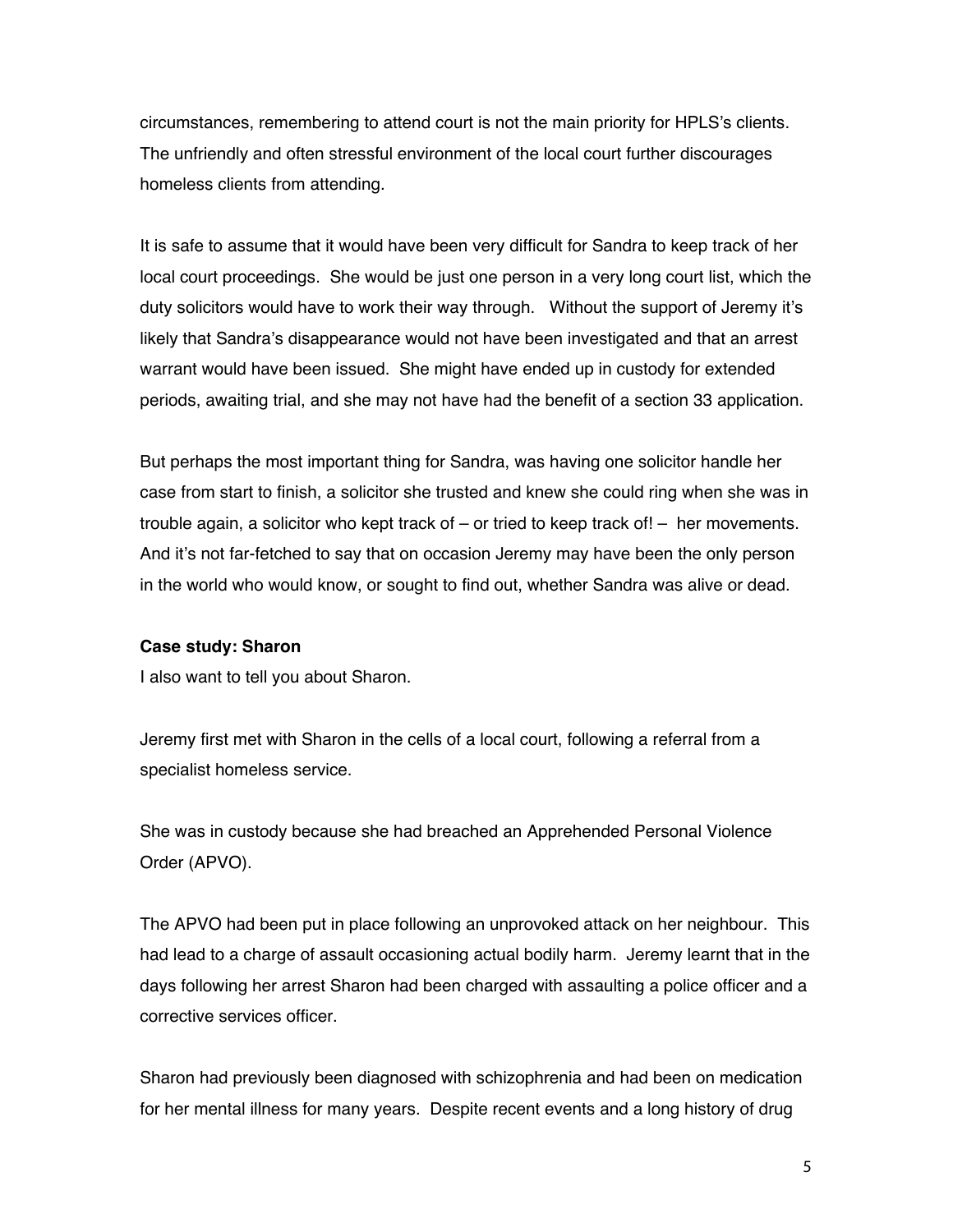circumstances, remembering to attend court is not the main priority for HPLS's clients. The unfriendly and often stressful environment of the local court further discourages homeless clients from attending.

It is safe to assume that it would have been very difficult for Sandra to keep track of her local court proceedings. She would be just one person in a very long court list, which the duty solicitors would have to work their way through. Without the support of Jeremy it's likely that Sandra's disappearance would not have been investigated and that an arrest warrant would have been issued. She might have ended up in custody for extended periods, awaiting trial, and she may not have had the benefit of a section 33 application.

But perhaps the most important thing for Sandra, was having one solicitor handle her case from start to finish, a solicitor she trusted and knew she could ring when she was in trouble again, a solicitor who kept track of – or tried to keep track of! – her movements. And it's not far-fetched to say that on occasion Jeremy may have been the only person in the world who would know, or sought to find out, whether Sandra was alive or dead.

**Case study: Sharon**

I also want to tell you about Sharon.

Jeremy first met with Sharon in the cells of a local court, following a referral from a specialist homeless service.

She was in custody because she had breached an Apprehended Personal Violence Order (APVO).

The APVO had been put in place following an unprovoked attack on her neighbour. This had lead to a charge of assault occasioning actual bodily harm. Jeremy learnt that in the days following her arrest Sharon had been charged with assaulting a police officer and a corrective services officer.

Sharon had previously been diagnosed with schizophrenia and had been on medication for her mental illness for many years. Despite recent events and a long history of drug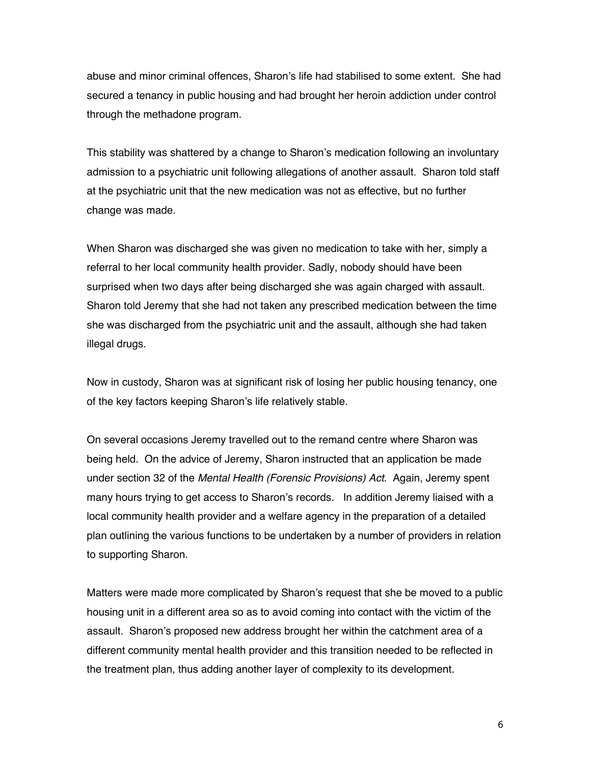abuse and minor criminal offences, Sharon's life had stabilised to some extent. She had secured a tenancy in public housing and had brought her heroin addiction under control through the methadone program.

This stability was shattered by a change to Sharon's medication following an involuntary admission to a psychiatric unit following allegations of another assault. Sharon told staff at the psychiatric unit that the new medication was not as effective, but no further change was made.

When Sharon was discharged she was given no medication to take with her, simply a referral to her local community health provider. Sadly, nobody should have been surprised when two days after being discharged she was again charged with assault. Sharon told Jeremy that she had not taken any prescribed medication between the time she was discharged from the psychiatric unit and the assault, although she had taken illegal drugs.

Now in custody, Sharon was at significant risk of losing her public housing tenancy, one of the key factors keeping Sharon's life relatively stable.

On several occasions Jeremy travelled out to the remand centre where Sharon was being held. On the advice of Jeremy, Sharon instructed that an application be made under section 32 of the *Mental Health (Forensic Provisions) Act*. Again, Jeremy spent many hours trying to get access to Sharon's records. In addition Jeremy liaised with a local community health provider and a welfare agency in the preparation of a detailed plan outlining the various functions to be undertaken by a number of providers in relation to supporting Sharon.

Matters were made more complicated by Sharon's request that she be moved to a public housing unit in a different area so as to avoid coming into contact with the victim of the assault. Sharon's proposed new address brought her within the catchment area of a different community mental health provider and this transition needed to be reflected in the treatment plan, thus adding another layer of complexity to its development.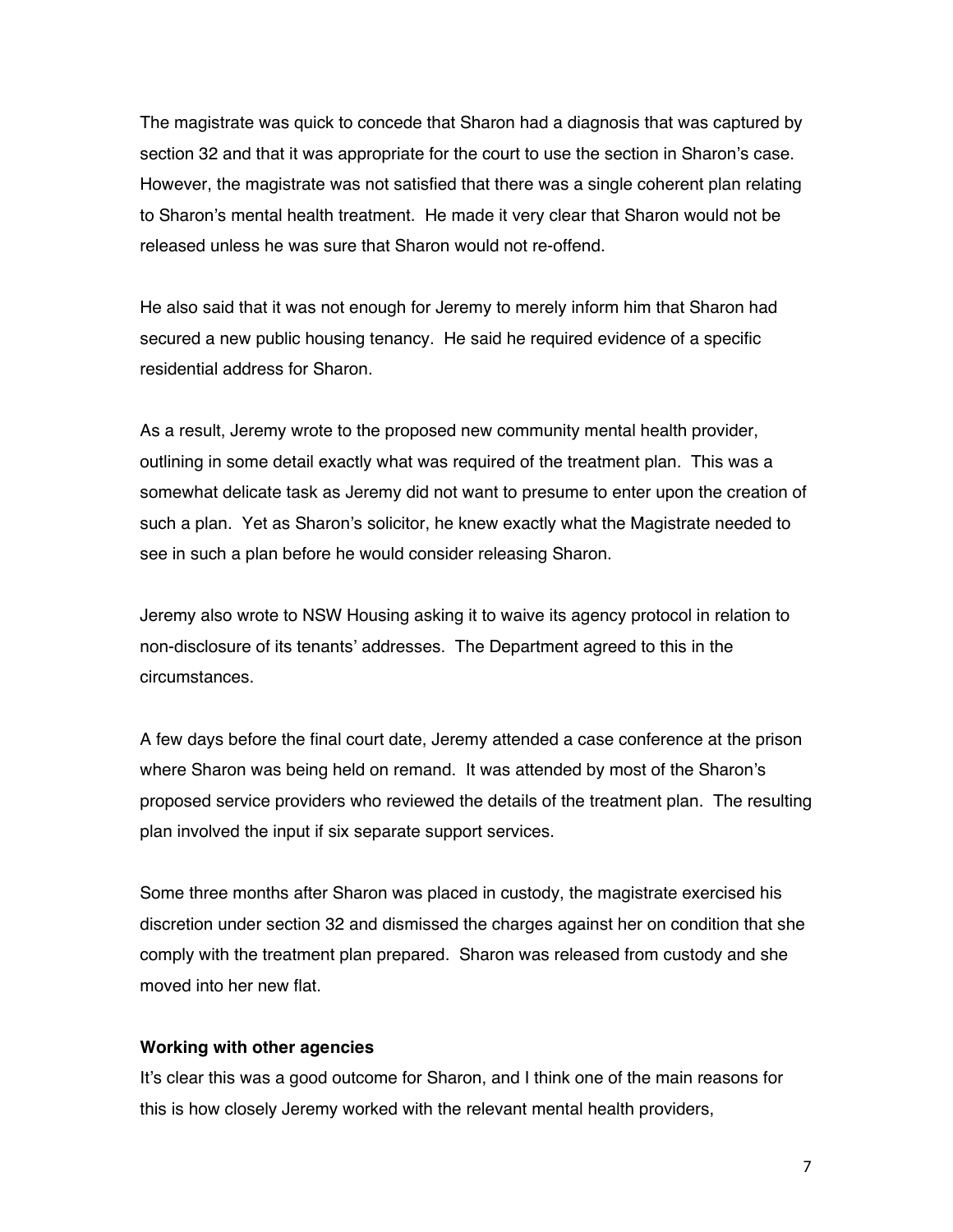The magistrate was quick to concede that Sharon had a diagnosis that was captured by section 32 and that it was appropriate for the court to use the section in Sharon's case. However, the magistrate was not satisfied that there was a single coherent plan relating to Sharon's mental health treatment. He made it very clear that Sharon would not be released unless he was sure that Sharon would not re-offend.

He also said that it was not enough for Jeremy to merely inform him that Sharon had secured a new public housing tenancy. He said he required evidence of a specific residential address for Sharon.

As a result, Jeremy wrote to the proposed new community mental health provider, outlining in some detail exactly what was required of the treatment plan. This was a somewhat delicate task as Jeremy did not want to presume to enter upon the creation of such a plan. Yet as Sharon's solicitor, he knew exactly what the Magistrate needed to see in such a plan before he would consider releasing Sharon.

Jeremy also wrote to NSW Housing asking it to waive its agency protocol in relation to non-disclosure of its tenants' addresses. The Department agreed to this in the circumstances.

A few days before the final court date, Jeremy attended a case conference at the prison where Sharon was being held on remand. It was attended by most of the Sharon's proposed service providers who reviewed the details of the treatment plan. The resulting plan involved the input if six separate support services.

Some three months after Sharon was placed in custody, the magistrate exercised his discretion under section 32 and dismissed the charges against her on condition that she comply with the treatment plan prepared. Sharon was released from custody and she moved into her new flat.

**Working with other agencies**

It's clear this was a good outcome for Sharon, and I think one of the main reasons for this is how closely Jeremy worked with the relevant mental health providers,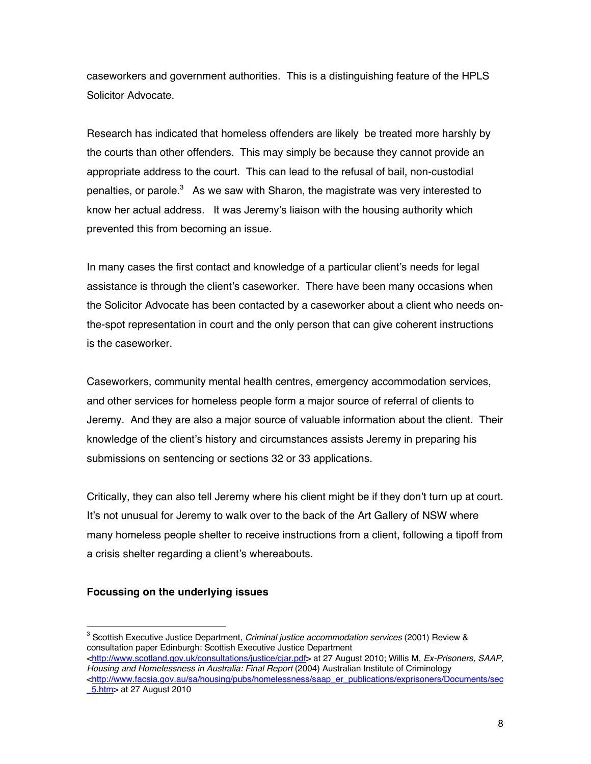caseworkers and government authorities. This is a distinguishing feature of the HPLS Solicitor Advocate.

Research has indicated that homeless offenders are likely be treated more harshly by the courts than other offenders. This may simply be because they cannot provide an appropriate address to the court. This can lead to the refusal of bail, non-custodial penalties, or parole.[3] As we saw with Sharon, the magistrate was very interested to know her actual address. It was Jeremy's liaison with the housing authority which prevented this from becoming an issue.

In many cases the first contact and knowledge of a particular client's needs for legal assistance is through the client's caseworker. There have been many occasions when the Solicitor Advocate has been contacted by a caseworker about a client who needs on-the-spot representation in court and the only person that can give coherent instructions is the caseworker.

Caseworkers, community mental health centres, emergency accommodation services, and other services for homeless people form a major source of referral of clients to Jeremy. And they are also a major source of valuable information about the client. Their knowledge of the client's history and circumstances assists Jeremy in preparing his submissions on sentencing or sections 32 or 33 applications.

Critically, they can also tell Jeremy where his client might be if they don't turn up at court. It's not unusual for Jeremy to walk over to the back of the Art Gallery of NSW where many homeless people shelter to receive instructions from a client, following a tipoff from a crisis shelter regarding a client's whereabouts.

**Focussing on the underlying issues**

---

[3] Scottish Executive Justice Department, *Criminal justice accommodation services* (2001) Review & consultation paper Edinburgh: Scottish Executive Justice Department <http://www.scotland.gov.uk/consultations/justice/cjar.pdf> at 27 August 2010; Willis M, *Ex-Prisoners, SAAP, Housing and Homelessness in Australia: Final Report* (2004) Australian Institute of Criminology <http://www.facsia.gov.au/sa/housing/pubs/homelessness/saap_er_publications/exprisoners/Documents/sec_5.htm> at 27 August 2010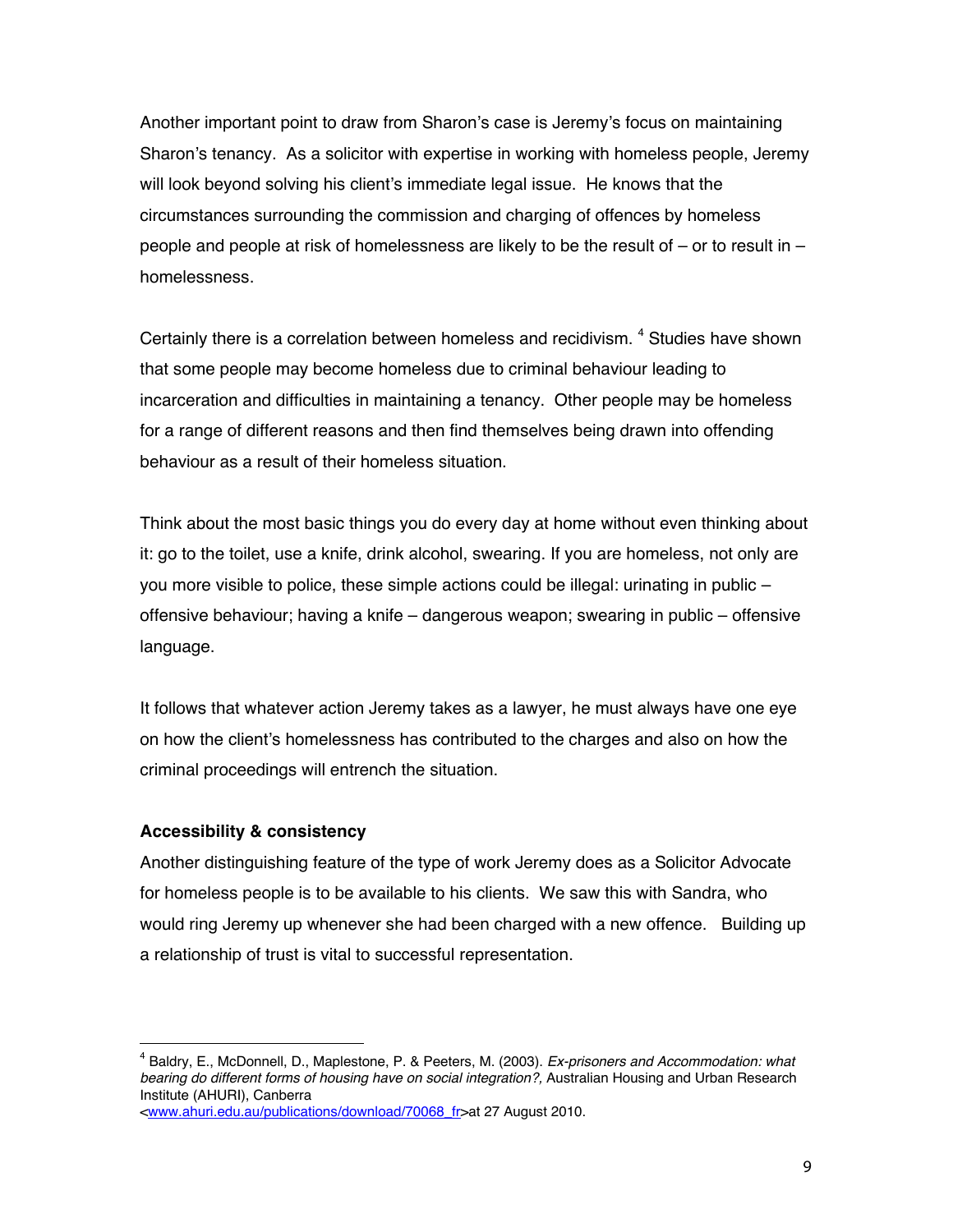Another important point to draw from Sharon's case is Jeremy's focus on maintaining Sharon's tenancy. As a solicitor with expertise in working with homeless people, Jeremy will look beyond solving his client's immediate legal issue. He knows that the circumstances surrounding the commission and charging of offences by homeless people and people at risk of homelessness are likely to be the result of – or to result in – homelessness.

Certainly there is a correlation between homeless and recidivism. [4] Studies have shown that some people may become homeless due to criminal behaviour leading to incarceration and difficulties in maintaining a tenancy. Other people may be homeless for a range of different reasons and then find themselves being drawn into offending behaviour as a result of their homeless situation.

Think about the most basic things you do every day at home without even thinking about it: go to the toilet, use a knife, drink alcohol, swearing. If you are homeless, not only are you more visible to police, these simple actions could be illegal: urinating in public – offensive behaviour; having a knife – dangerous weapon; swearing in public – offensive language.

It follows that whatever action Jeremy takes as a lawyer, he must always have one eye on how the client's homelessness has contributed to the charges and also on how the criminal proceedings will entrench the situation.

**Accessibility & consistency**

Another distinguishing feature of the type of work Jeremy does as a Solicitor Advocate for homeless people is to be available to his clients. We saw this with Sandra, who would ring Jeremy up whenever she had been charged with a new offence. Building up a relationship of trust is vital to successful representation.

---

[4] Baldry, E., McDonnell, D., Maplestone, P. & Peeters, M. (2003). *Ex-prisoners and Accommodation: what bearing do different forms of housing have on social integration?,* Australian Housing and Urban Research Institute (AHURI), Canberra <www.ahuri.edu.au/publications/download/70068_fr>at 27 August 2010.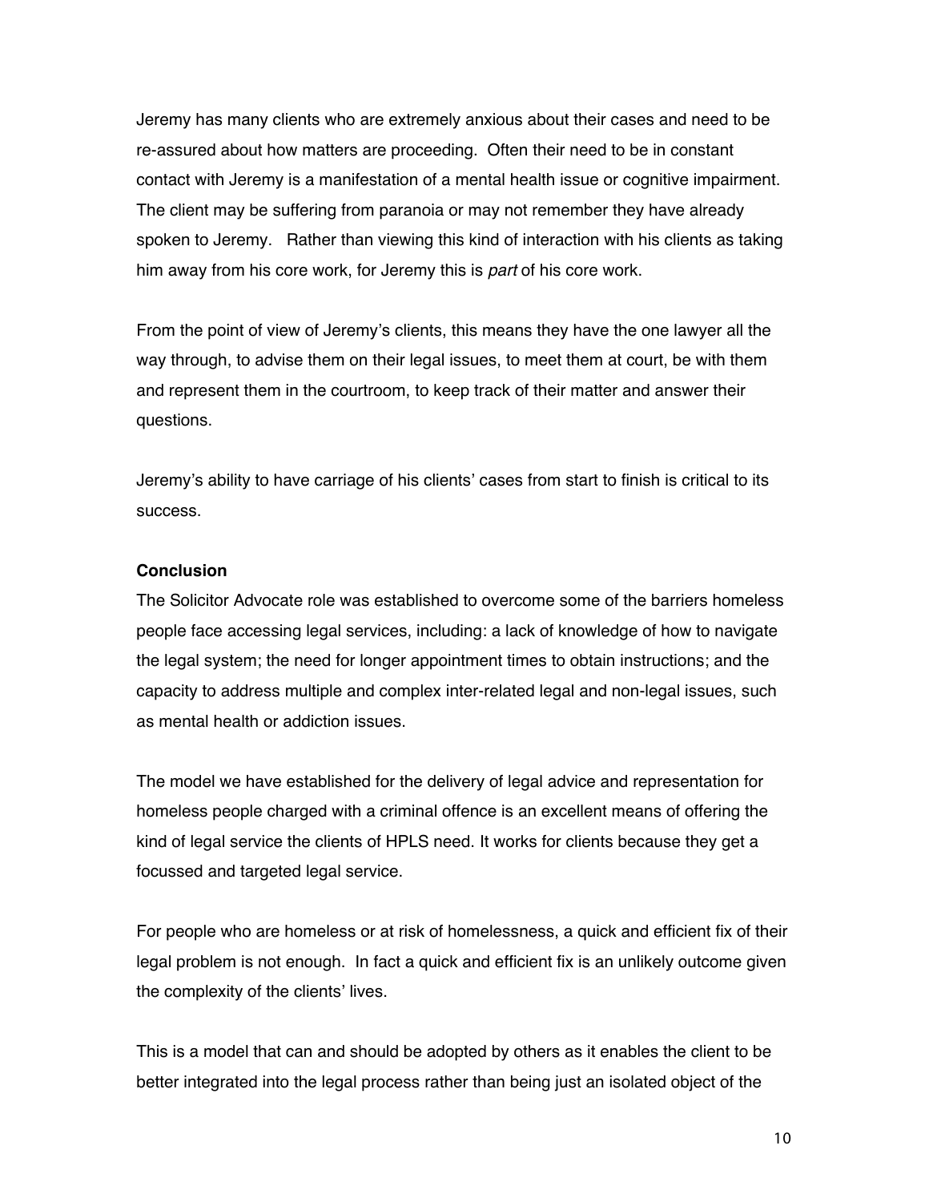Jeremy has many clients who are extremely anxious about their cases and need to be re-assured about how matters are proceeding. Often their need to be in constant contact with Jeremy is a manifestation of a mental health issue or cognitive impairment. The client may be suffering from paranoia or may not remember they have already spoken to Jeremy. Rather than viewing this kind of interaction with his clients as taking him away from his core work, for Jeremy this is *part* of his core work.

From the point of view of Jeremy's clients, this means they have the one lawyer all the way through, to advise them on their legal issues, to meet them at court, be with them and represent them in the courtroom, to keep track of their matter and answer their questions.

Jeremy's ability to have carriage of his clients' cases from start to finish is critical to its success.

**Conclusion**

The Solicitor Advocate role was established to overcome some of the barriers homeless people face accessing legal services, including: a lack of knowledge of how to navigate the legal system; the need for longer appointment times to obtain instructions; and the capacity to address multiple and complex inter-related legal and non-legal issues, such as mental health or addiction issues.

The model we have established for the delivery of legal advice and representation for homeless people charged with a criminal offence is an excellent means of offering the kind of legal service the clients of HPLS need. It works for clients because they get a focussed and targeted legal service.

For people who are homeless or at risk of homelessness, a quick and efficient fix of their legal problem is not enough. In fact a quick and efficient fix is an unlikely outcome given the complexity of the clients' lives.

This is a model that can and should be adopted by others as it enables the client to be better integrated into the legal process rather than being just an isolated object of the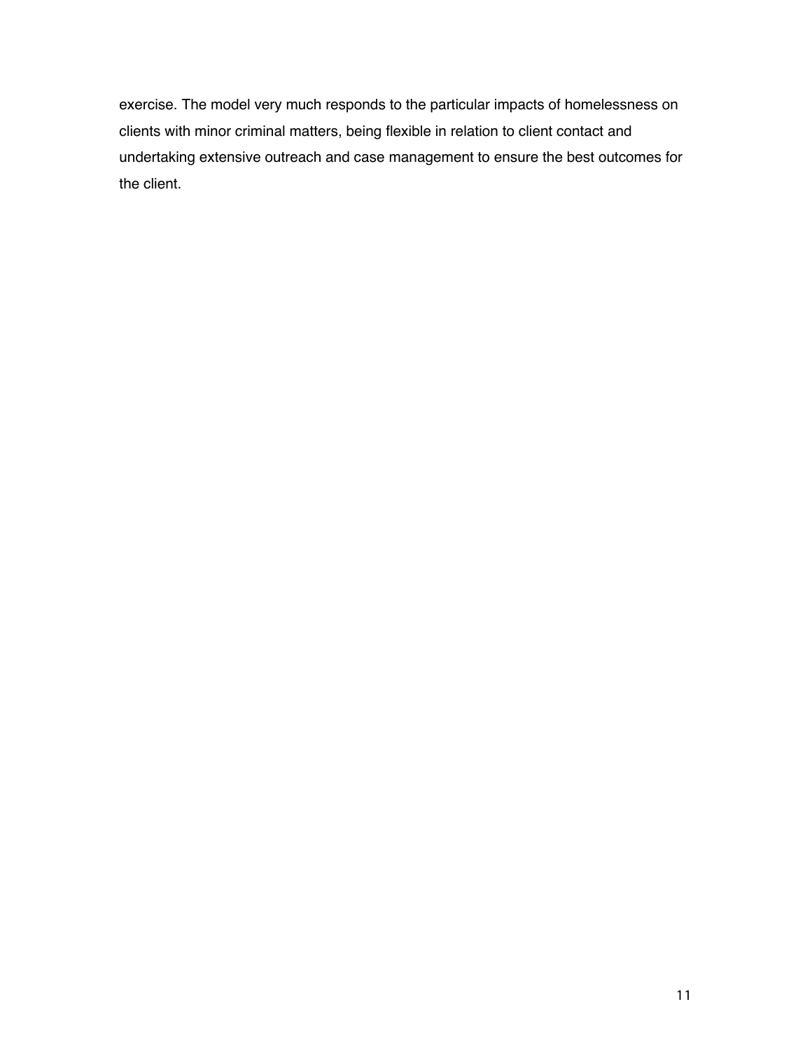exercise. The model very much responds to the particular impacts of homelessness on clients with minor criminal matters, being flexible in relation to client contact and undertaking extensive outreach and case management to ensure the best outcomes for the client.